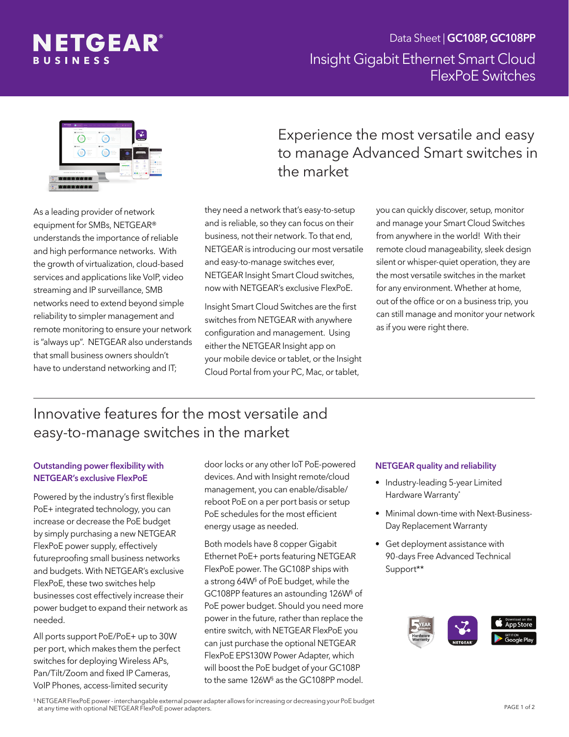NETGEAR BUSINESS

Data Sheet | **GC108P, GC108PP**

# Insight Gigabit Ethernet Smart Cloud FlexPoE Switches

## Experience the most versatile and easy to manage Advanced Smart switches in the market

As a leading provider of network equipment for SMBs, NETGEAR® understands the importance of reliable and high performance networks. With the growth of virtualization, cloud-based services and applications like VoIP, video streaming and IP surveillance, SMB networks need to extend beyond simple reliability to simpler management and remote monitoring to ensure your network is "always up". NETGEAR also understands that small business owners shouldn't have to understand networking and IT; they need a network that's easy-to-setup and is reliable, so they can focus on their business, not their network. To that end, NETGEAR is introducing our most versatile and easy-to-manage switches ever, NETGEAR Insight Smart Cloud switches, now with NETGEAR's exclusive FlexPoE.

Insight Smart Cloud Switches are the first switches from NETGEAR with anywhere configuration and management. Using either the NETGEAR Insight app on your mobile device or tablet, or the Insight Cloud Portal from your PC, Mac, or tablet, you can quickly discover, setup, monitor and manage your Smart Cloud Switches from anywhere in the world! With their remote cloud manageability, sleek design silent or whisper-quiet operation, they are the most versatile switches in the market for any environment. Whether at home, out of the office or on a business trip, you can still manage and monitor your network as if you were right there.

## Innovative features for the most versatile and easy-to-manage switches in the market

### Outstanding power flexibility with NETGEAR's exclusive FlexPoE

Powered by the industry's first flexible PoE+ integrated technology, you can increase or decrease the PoE budget by simply purchasing a new NETGEAR FlexPoE power supply, effectively futureproofing small business networks and budgets. With NETGEAR's exclusive FlexPoE, these two switches help businesses cost effectively increase their power budget to expand their network as needed.

All ports support PoE/PoE+ up to 30W per port, which makes them the perfect switches for deploying Wireless APs, Pan/Tilt/Zoom and fixed IP Cameras, VoIP Phones, access-limited security door locks or any other IoT PoE-powered devices. And with Insight remote/cloud management, you can enable/disable/reboot PoE on a per port basis or setup PoE schedules for the most efficient energy usage as needed.

Both models have 8 copper Gigabit Ethernet PoE+ ports featuring NETGEAR FlexPoE power. The GC108P ships with a strong 64W§ of PoE budget, while the GC108PP features an astounding 126W§ of PoE power budget. Should you need more power in the future, rather than replace the entire switch, with NETGEAR FlexPoE you can just purchase the optional NETGEAR FlexPoE EPS130W Power Adapter, which will boost the PoE budget of your GC108P to the same 126W§ as the GC108PP model.

### NETGEAR quality and reliability

- Industry-leading 5-year Limited Hardware Warranty*
- Minimal down-time with Next-Business-Day Replacement Warranty
- Get deployment assistance with 90-days Free Advanced Technical Support**

§ NETGEAR FlexPoE power - interchangable external power adapter allows for increasing or decreasing your PoE budget at any time with optional NETGEAR FlexPoE power adapters.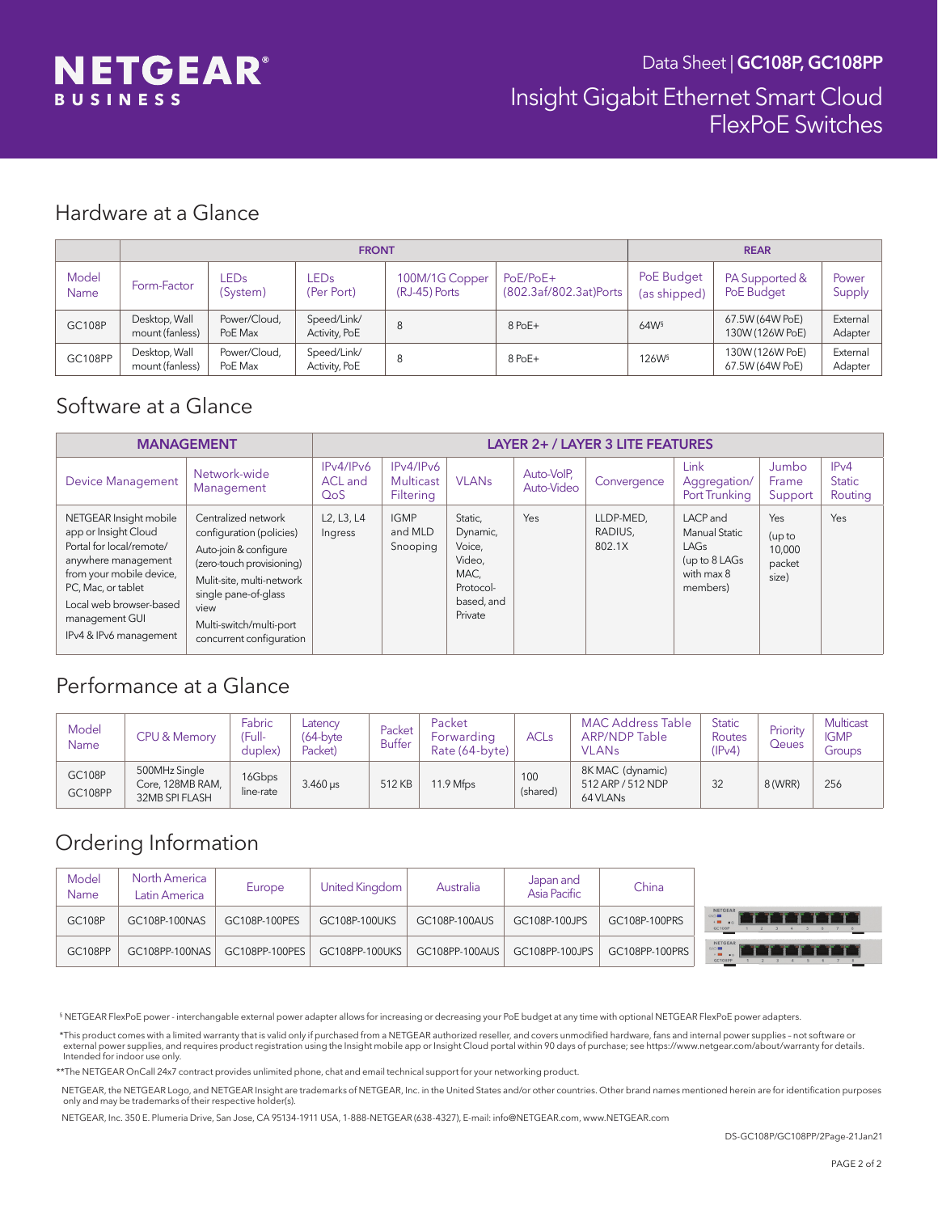# Data Sheet | GC108P, GC108PP

# Insight Gigabit Ethernet Smart Cloud FlexPoE Switches

## Hardware at a Glance

| | FRONT | | | | | REAR | | |
|---|---|---|---|---|---|---|---|---|
| Model Name | Form-Factor | LEDs (System) | LEDs (Per Port) | 100M/1G Copper (RJ-45) Ports | PoE/PoE+ (802.3af/802.3at)Ports | PoE Budget (as shipped) | PA Supported & PoE Budget | Power Supply |
| GC108P | Desktop, Wall mount (fanless) | Power/Cloud, PoE Max | Speed/Link/ Activity, PoE | 8 | 8 PoE+ | 64W§ | 67.5W (64W PoE) 130W (126W PoE) | External Adapter |
| GC108PP | Desktop, Wall mount (fanless) | Power/Cloud, PoE Max | Speed/Link/ Activity, PoE | 8 | 8 PoE+ | 126W§ | 130W (126W PoE) 67.5W (64W PoE) | External Adapter |

## Software at a Glance

| MANAGEMENT | | LAYER 2+ / LAYER 3 LITE FEATURES | | | | | | | |
|---|---|---|---|---|---|---|---|---|---|
| Device Management | Network-wide Management | IPv4/IPv6 ACL and QoS | IPv4/IPv6 Multicast Filtering | VLANs | Auto-VoIP, Auto-Video | Convergence | Link Aggregation/ Port Trunking | Jumbo Frame Support | IPv4 Static Routing |
| NETGEAR Insight mobile app or Insight Cloud Portal for local/remote/ anywhere management from your mobile device, PC, Mac, or tablet<br>Local web browser-based management GUI<br>IPv4 & IPv6 management | Centralized network configuration (policies)<br>Auto-join & configure (zero-touch provisioning)<br>Mulit-site, multi-network single pane-of-glass view<br>Multi-switch/multi-port concurrent configuration | L2, L3, L4 Ingress | IGMP and MLD Snooping | Static, Dynamic, Voice, Video, MAC, Protocol-based, and Private | Yes | LLDP-MED, RADIUS, 802.1X | LACP and Manual Static LAGs (up to 8 LAGs with max 8 members) | Yes (up to 10,000 packet size) | Yes |

## Performance at a Glance

| Model Name | CPU & Memory | Fabric (Full-duplex) | Latency (64-byte Packet) | Packet Buffer | Packet Forwarding Rate (64-byte) | ACLs | MAC Address Table ARP/NDP Table VLANs | Static Routes (IPv4) | Priority Qeues | Multicast IGMP Groups |
|---|---|---|---|---|---|---|---|---|---|---|
| GC108P GC108PP | 500MHz Single Core, 128MB RAM, 32MB SPI FLASH | 16Gbps line-rate | 3.460 µs | 512 KB | 11.9 Mfps | 100 (shared) | 8K MAC (dynamic) 512 ARP / 512 NDP 64 VLANs | 32 | 8 (WRR) | 256 |

## Ordering Information

| Model Name | North America Latin America | Europe | United Kingdom | Australia | Japan and Asia Pacific | China |
|---|---|---|---|---|---|---|
| GC108P | GC108P-100NAS | GC108P-100PES | GC108P-100UKS | GC108P-100AUS | GC108P-100JPS | GC108P-100PRS |
| GC108PP | GC108PP-100NAS | GC108PP-100PES | GC108PP-100UKS | GC108PP-100AUS | GC108PP-100JPS | GC108PP-100PRS |

§ NETGEAR FlexPoE power - interchangable external power adapter allows for increasing or decreasing your PoE budget at any time with optional NETGEAR FlexPoE power adapters.

*This product comes with a limited warranty that is valid only if purchased from a NETGEAR authorized reseller, and covers unmodified hardware, fans and internal power supplies – not software or external power supplies, and requires product registration using the Insight mobile app or Insight Cloud portal within 90 days of purchase; see https://www.netgear.com/about/warranty for details. Intended for indoor use only.

**The NETGEAR OnCall 24x7 contract provides unlimited phone, chat and email technical support for your networking product.

NETGEAR, the NETGEAR Logo, and NETGEAR Insight are trademarks of NETGEAR, Inc. in the United States and/or other countries. Other brand names mentioned herein are for identification purposes only and may be trademarks of their respective holder(s).

NETGEAR, Inc. 350 E. Plumeria Drive, San Jose, CA 95134-1911 USA, 1-888-NETGEAR (638-4327), E-mail: info@NETGEAR.com, www.NETGEAR.com

DS-GC108P/GC108PP/2Page-21Jan21